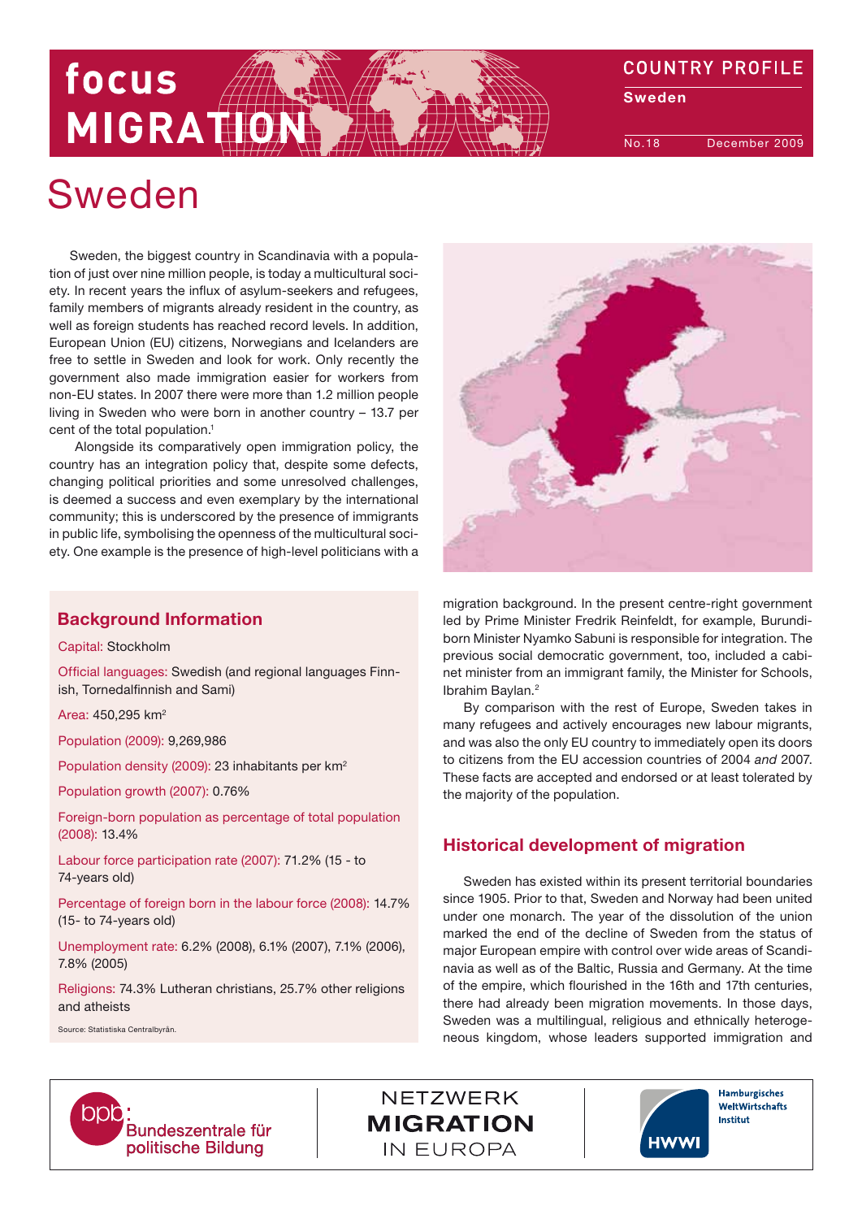# Sweden

Sweden, the biggest country in Scandinavia with a population of just over nine million people, is today a multicultural society. In recent years the influx of asylum-seekers and refugees, family members of migrants already resident in the country, as well as foreign students has reached record levels. In addition, European Union (EU) citizens, Norwegians and Icelanders are free to settle in Sweden and look for work. Only recently the government also made immigration easier for workers from non-EU states. In 2007 there were more than 1.2 million people living in Sweden who were born in another country – 13.7 per cent of the total population.[1]

Alongside its comparatively open immigration policy, the country has an integration policy that, despite some defects, changing political priorities and some unresolved challenges, is deemed a success and even exemplary by the international community; this is underscored by the presence of immigrants in public life, symbolising the openness of the multicultural society. One example is the presence of high-level politicians with a migration background. In the present centre-right government led by Prime Minister Fredrik Reinfeldt, for example, Burundi-born Minister Nyamko Sabuni is responsible for integration. The previous social democratic government, too, included a cabinet minister from an immigrant family, the Minister for Schools, Ibrahim Baylan.[2]

By comparison with the rest of Europe, Sweden takes in many refugees and actively encourages new labour migrants, and was also the only EU country to immediately open its doors to citizens from the EU accession countries of 2004 *and* 2007. These facts are accepted and endorsed or at least tolerated by the majority of the population.

## Background Information

Capital: Stockholm

Official languages: Swedish (and regional languages Finnish, Tornedalfinnish and Sami)

Area: 450,295 km²

Population (2009): 9,269,986

Population density (2009): 23 inhabitants per km²

Population growth (2007): 0.76%

Foreign-born population as percentage of total population (2008): 13.4%

Labour force participation rate (2007): 71.2% (15 - to 74-years old)

Percentage of foreign born in the labour force (2008): 14.7% (15- to 74-years old)

Unemployment rate: 6.2% (2008), 6.1% (2007), 7.1% (2006), 7.8% (2005)

Religions: 74.3% Lutheran christians, 25.7% other religions and atheists

Source: Statistiska Centralbyrån.

## Historical development of migration

Sweden has existed within its present territorial boundaries since 1905. Prior to that, Sweden and Norway had been united under one monarch. The year of the dissolution of the union marked the end of the decline of Sweden from the status of major European empire with control over wide areas of Scandinavia as well as of the Baltic, Russia and Germany. At the time of the empire, which flourished in the 16th and 17th centuries, there had already been migration movements. In those days, Sweden was a multilingual, religious and ethnically heterogeneous kingdom, whose leaders supported immigration and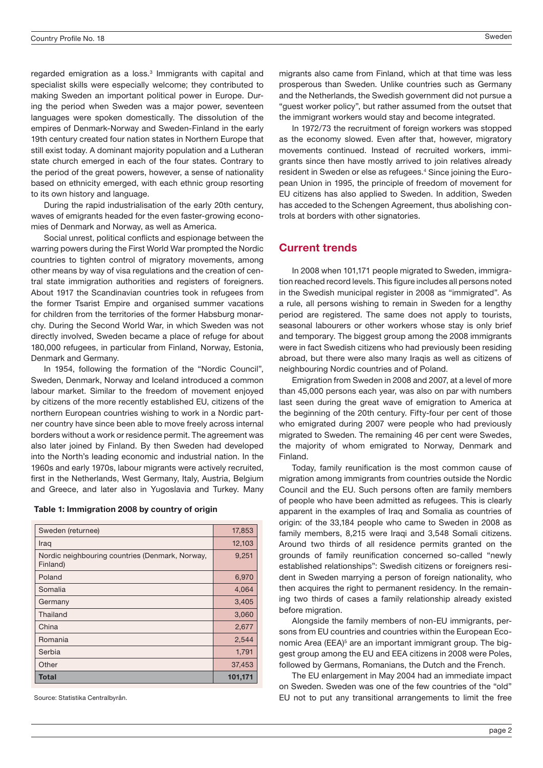regarded emigration as a loss.[3] Immigrants with capital and specialist skills were especially welcome; they contributed to making Sweden an important political power in Europe. During the period when Sweden was a major power, seventeen languages were spoken domestically. The dissolution of the empires of Denmark-Norway and Sweden-Finland in the early 19th century created four nation states in Northern Europe that still exist today. A dominant majority population and a Lutheran state church emerged in each of the four states. Contrary to the period of the great powers, however, a sense of nationality based on ethnicity emerged, with each ethnic group resorting to its own history and language.

During the rapid industrialisation of the early 20th century, waves of emigrants headed for the even faster-growing economies of Denmark and Norway, as well as America.

Social unrest, political conflicts and espionage between the warring powers during the First World War prompted the Nordic countries to tighten control of migratory movements, among other means by way of visa regulations and the creation of central state immigration authorities and registers of foreigners. About 1917 the Scandinavian countries took in refugees from the former Tsarist Empire and organised summer vacations for children from the territories of the former Habsburg monarchy. During the Second World War, in which Sweden was not directly involved, Sweden became a place of refuge for about 180,000 refugees, in particular from Finland, Norway, Estonia, Denmark and Germany.

In 1954, following the formation of the "Nordic Council", Sweden, Denmark, Norway and Iceland introduced a common labour market. Similar to the freedom of movement enjoyed by citizens of the more recently established EU, citizens of the northern European countries wishing to work in a Nordic partner country have since been able to move freely across internal borders without a work or residence permit. The agreement was also later joined by Finland. By then Sweden had developed into the North's leading economic and industrial nation. In the 1960s and early 1970s, labour migrants were actively recruited, first in the Netherlands, West Germany, Italy, Austria, Belgium and Greece, and later also in Yugoslavia and Turkey. Many migrants also came from Finland, which at that time was less prosperous than Sweden. Unlike countries such as Germany and the Netherlands, the Swedish government did not pursue a "guest worker policy", but rather assumed from the outset that the immigrant workers would stay and become integrated.

**Table 1: Immigration 2008 by country of origin**

| Country of origin | Number |
|---|---|
| Sweden (returnee) | 17,853 |
| Iraq | 12,103 |
| Nordic neighbouring countries (Denmark, Norway, Finland) | 9,251 |
| Poland | 6,970 |
| Somalia | 4,064 |
| Germany | 3,405 |
| Thailand | 3,060 |
| China | 2,677 |
| Romania | 2,544 |
| Serbia | 1,791 |
| Other | 37,453 |
| **Total** | **101,171** |

Source: Statistika Centralbyrån.

In 1972/73 the recruitment of foreign workers was stopped as the economy slowed. Even after that, however, migratory movements continued. Instead of recruited workers, immigrants since then have mostly arrived to join relatives already resident in Sweden or else as refugees.[4] Since joining the European Union in 1995, the principle of freedom of movement for EU citizens has also applied to Sweden. In addition, Sweden has acceded to the Schengen Agreement, thus abolishing controls at borders with other signatories.

## Current trends

In 2008 when 101,171 people migrated to Sweden, immigration reached record levels. This figure includes all persons noted in the Swedish municipal register in 2008 as "immigrated". As a rule, all persons wishing to remain in Sweden for a lengthy period are registered. The same does not apply to tourists, seasonal labourers or other workers whose stay is only brief and temporary. The biggest group among the 2008 immigrants were in fact Swedish citizens who had previously been residing abroad, but there were also many Iraqis as well as citizens of neighbouring Nordic countries and of Poland.

Emigration from Sweden in 2008 and 2007, at a level of more than 45,000 persons each year, was also on par with numbers last seen during the great wave of emigration to America at the beginning of the 20th century. Fifty-four per cent of those who emigrated during 2007 were people who had previously migrated to Sweden. The remaining 46 per cent were Swedes, the majority of whom emigrated to Norway, Denmark and Finland.

Today, family reunification is the most common cause of migration among immigrants from countries outside the Nordic Council and the EU. Such persons often are family members of people who have been admitted as refugees. This is clearly apparent in the examples of Iraq and Somalia as countries of origin: of the 33,184 people who came to Sweden in 2008 as family members, 8,215 were Iraqi and 3,548 Somali citizens. Around two thirds of all residence permits granted on the grounds of family reunification concerned so-called "newly established relationships": Swedish citizens or foreigners resident in Sweden marrying a person of foreign nationality, who then acquires the right to permanent residency. In the remaining two thirds of cases a family relationship already existed before migration.

Alongside the family members of non-EU immigrants, persons from EU countries and countries within the European Economic Area (EEA)[5] are an important immigrant group. The biggest group among the EU and EEA citizens in 2008 were Poles, followed by Germans, Romanians, the Dutch and the French.

The EU enlargement in May 2004 had an immediate impact on Sweden. Sweden was one of the few countries of the "old" EU not to put any transitional arrangements to limit the free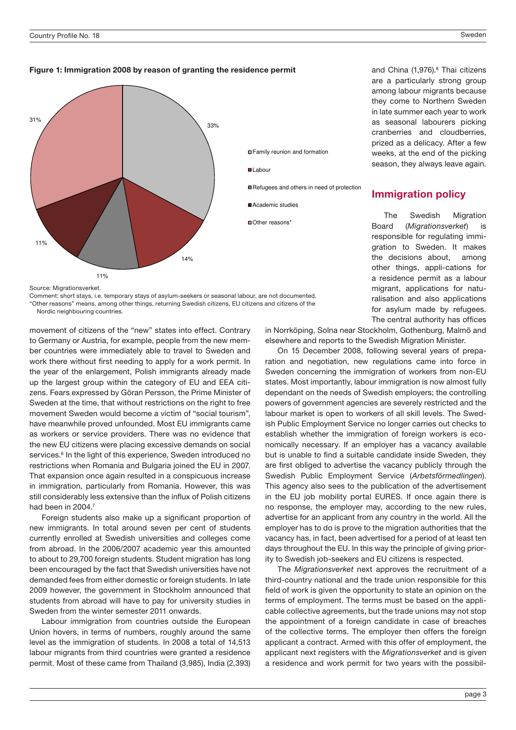**Figure 1: Immigration 2008 by reason of granting the residence permit**

- Family reunion and formation: 33%
- Labour: 14%
- Refugees and others in need of protection: 11%
- Academic studies: 11%
- Other reasons*: 31%

Source: Migrationsverket.

Comment: short stays, i.e. temporary stays of asylum-seekers or seasonal labour, are not documented.
"Other reasons" means, among other things, returning Swedish citizens, EU citizens and citizens of the Nordic neighbouring countries.

movement of citizens of the "new" states into effect. Contrary to Germany or Austria, for example, people from the new member countries were immediately able to travel to Sweden and work there without first needing to apply for a work permit. In the year of the enlargement, Polish immigrants already made up the largest group within the category of EU and EEA citizens. Fears expressed by Göran Persson, the Prime Minister of Sweden at the time, that without restrictions on the right to free movement Sweden would become a victim of "social tourism", have meanwhile proved unfounded. Most EU immigrants came as workers or service providers. There was no evidence that the new EU citizens were placing excessive demands on social services.[6] In the light of this experience, Sweden introduced no restrictions when Romania and Bulgaria joined the EU in 2007. That expansion once again resulted in a conspicuous increase in immigration, particularly from Romania. However, this was still considerably less extensive than the influx of Polish citizens had been in 2004.[7]

Foreign students also make up a significant proportion of new immigrants. In total around seven per cent of students currently enrolled at Swedish universities and colleges come from abroad. In the 2006/2007 academic year this amounted to about to 29,700 foreign students. Student migration has long been encouraged by the fact that Swedish universities have not demanded fees from either domestic or foreign students. In late 2009 however, the government in Stockholm announced that students from abroad will have to pay for university studies in Sweden from the winter semester 2011 onwards.

Labour immigration from countries outside the European Union hovers, in terms of numbers, roughly around the same level as the immigration of students. In 2008 a total of 14,513 labour migrants from third countries were granted a residence permit. Most of these came from Thailand (3,985), India (2,393) and China (1,976).[8] Thai citizens are a particularly strong group among labour migrants because they come to Northern Sweden in late summer each year to work as seasonal labourers picking cranberries and cloudberries, prized as a delicacy. After a few weeks, at the end of the picking season, they always leave again.

## Immigration policy

The Swedish Migration Board (*Migrationsverket*) is responsible for regulating immigration to Sweden. It makes the decisions about, among other things, appli-cations for a residence permit as a labour migrant, applications for naturalisation and also applications for asylum made by refugees. The central authority has offices in Norrköping, Solna near Stockholm, Gothenburg, Malmö and elsewhere and reports to the Swedish Migration Minister.

On 15 December 2008, following several years of preparation and negotiation, new regulations came into force in Sweden concerning the immigration of workers from non-EU states. Most importantly, labour immigration is now almost fully dependant on the needs of Swedish employers; the controlling powers of government agencies are severely restricted and the labour market is open to workers of all skill levels. The Swedish Public Employment Service no longer carries out checks to establish whether the immigration of foreign workers is economically necessary. If an employer has a vacancy available but is unable to find a suitable candidate inside Sweden, they are first obliged to advertise the vacancy publicly through the Swedish Public Employment Service (*Arbetsförmedlingen*). This agency also sees to the publication of the advertisement in the EU job mobility portal EURES. If once again there is no response, the employer may, according to the new rules, advertise for an applicant from any country in the world. All the employer has to do is prove to the migration authorities that the vacancy has, in fact, been advertised for a period of at least ten days throughout the EU. In this way the principle of giving priority to Swedish job-seekers and EU citizens is respected.

The *Migrationsverket* next approves the recruitment of a third-country national and the trade union responsible for this field of work is given the opportunity to state an opinion on the terms of employment. The terms must be based on the applicable collective agreements, but the trade unions may not stop the appointment of a foreign candidate in case of breaches of the collective terms. The employer then offers the foreign applicant a contract. Armed with this offer of employment, the applicant next registers with the *Migrationsverket* and is given a residence and work permit for two years with the possibil-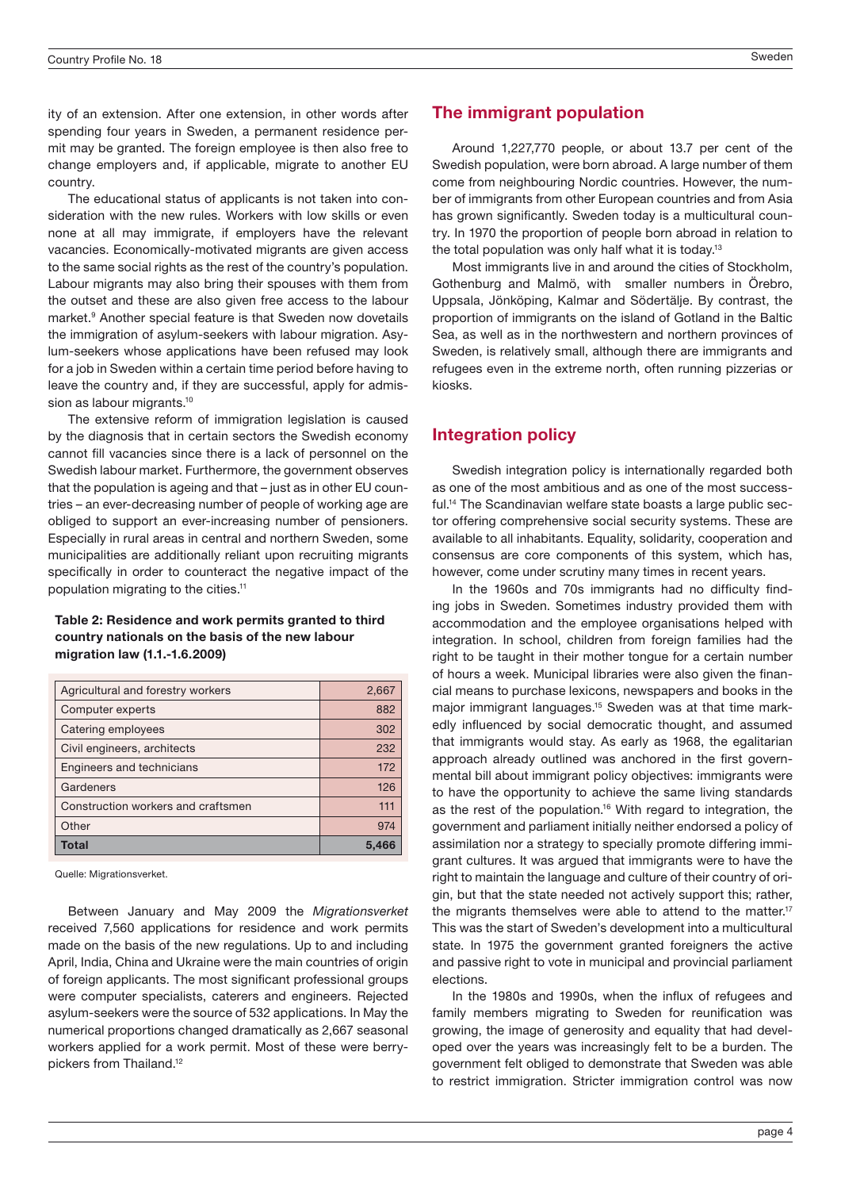ity of an extension. After one extension, in other words after spending four years in Sweden, a permanent residence permit may be granted. The foreign employee is then also free to change employers and, if applicable, migrate to another EU country.

The educational status of applicants is not taken into consideration with the new rules. Workers with low skills or even none at all may immigrate, if employers have the relevant vacancies. Economically-motivated migrants are given access to the same social rights as the rest of the country's population. Labour migrants may also bring their spouses with them from the outset and these are also given free access to the labour market.[9] Another special feature is that Sweden now dovetails the immigration of asylum-seekers with labour migration. Asylum-seekers whose applications have been refused may look for a job in Sweden within a certain time period before having to leave the country and, if they are successful, apply for admission as labour migrants.[10]

The extensive reform of immigration legislation is caused by the diagnosis that in certain sectors the Swedish economy cannot fill vacancies since there is a lack of personnel on the Swedish labour market. Furthermore, the government observes that the population is ageing and that – just as in other EU countries – an ever-decreasing number of people of working age are obliged to support an ever-increasing number of pensioners. Especially in rural areas in central and northern Sweden, some municipalities are additionally reliant upon recruiting migrants specifically in order to counteract the negative impact of the population migrating to the cities.[11]

**Table 2: Residence and work permits granted to third country nationals on the basis of the new labour migration law (1.1.-1.6.2009)**

| | |
|---|---|
| Agricultural and forestry workers | 2,667 |
| Computer experts | 882 |
| Catering employees | 302 |
| Civil engineers, architects | 232 |
| Engineers and technicians | 172 |
| Gardeners | 126 |
| Construction workers and craftsmen | 111 |
| Other | 974 |
| **Total** | **5,466** |

Quelle: Migrationsverket.

Between January and May 2009 the *Migrationsverket* received 7,560 applications for residence and work permits made on the basis of the new regulations. Up to and including April, India, China and Ukraine were the main countries of origin of foreign applicants. The most significant professional groups were computer specialists, caterers and engineers. Rejected asylum-seekers were the source of 532 applications. In May the numerical proportions changed dramatically as 2,667 seasonal workers applied for a work permit. Most of these were berry-pickers from Thailand.[12]

## The immigrant population

Around 1,227,770 people, or about 13.7 per cent of the Swedish population, were born abroad. A large number of them come from neighbouring Nordic countries. However, the number of immigrants from other European countries and from Asia has grown significantly. Sweden today is a multicultural country. In 1970 the proportion of people born abroad in relation to the total population was only half what it is today.[13]

Most immigrants live in and around the cities of Stockholm, Gothenburg and Malmö, with smaller numbers in Örebro, Uppsala, Jönköping, Kalmar and Södertälje. By contrast, the proportion of immigrants on the island of Gotland in the Baltic Sea, as well as in the northwestern and northern provinces of Sweden, is relatively small, although there are immigrants and refugees even in the extreme north, often running pizzerias or kiosks.

## Integration policy

Swedish integration policy is internationally regarded both as one of the most ambitious and as one of the most successful.[14] The Scandinavian welfare state boasts a large public sector offering comprehensive social security systems. These are available to all inhabitants. Equality, solidarity, cooperation and consensus are core components of this system, which has, however, come under scrutiny many times in recent years.

In the 1960s and 70s immigrants had no difficulty finding jobs in Sweden. Sometimes industry provided them with accommodation and the employee organisations helped with integration. In school, children from foreign families had the right to be taught in their mother tongue for a certain number of hours a week. Municipal libraries were also given the financial means to purchase lexicons, newspapers and books in the major immigrant languages.[15] Sweden was at that time markedly influenced by social democratic thought, and assumed that immigrants would stay. As early as 1968, the egalitarian approach already outlined was anchored in the first governmental bill about immigrant policy objectives: immigrants were to have the opportunity to achieve the same living standards as the rest of the population.[16] With regard to integration, the government and parliament initially neither endorsed a policy of assimilation nor a strategy to specially promote differing immigrant cultures. It was argued that immigrants were to have the right to maintain the language and culture of their country of origin, but that the state needed not actively support this; rather, the migrants themselves were able to attend to the matter.[17] This was the start of Sweden's development into a multicultural state. In 1975 the government granted foreigners the active and passive right to vote in municipal and provincial parliament elections.

In the 1980s and 1990s, when the influx of refugees and family members migrating to Sweden for reunification was growing, the image of generosity and equality that had developed over the years was increasingly felt to be a burden. The government felt obliged to demonstrate that Sweden was able to restrict immigration. Stricter immigration control was now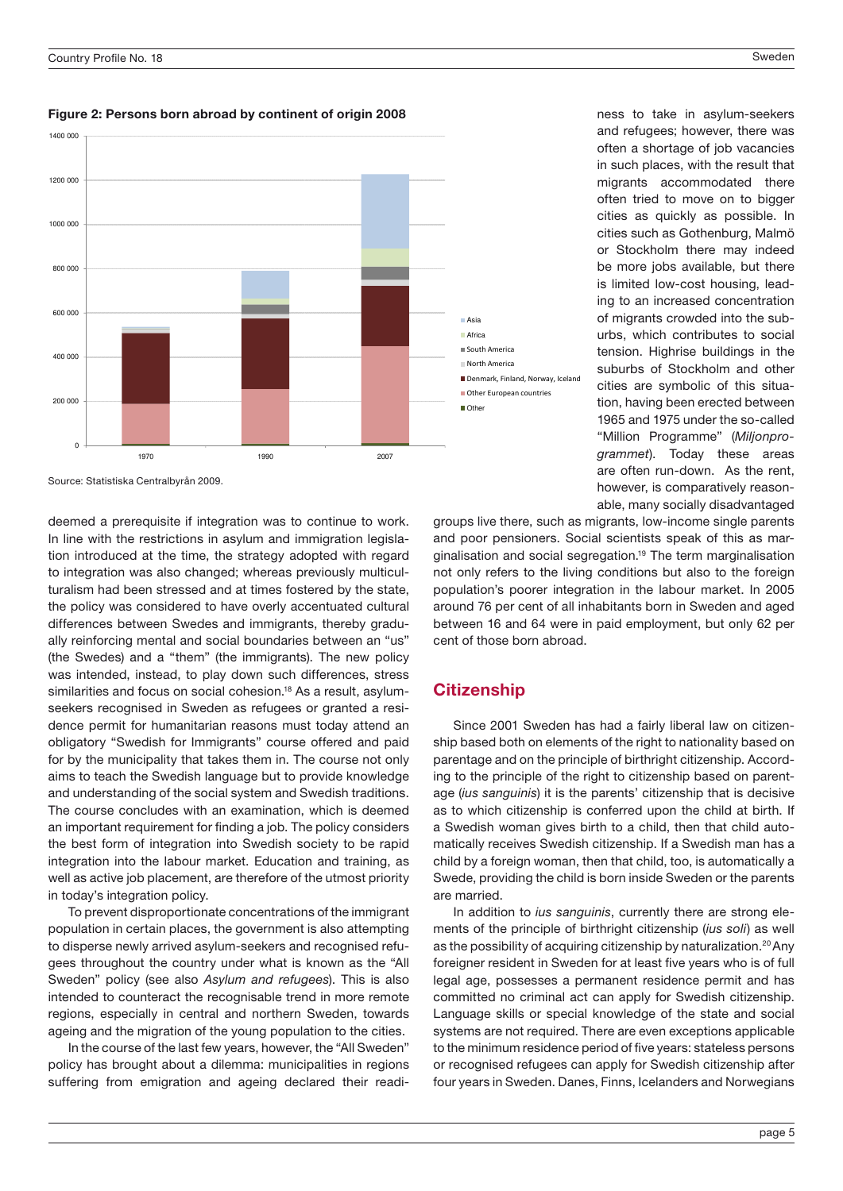**Figure 2: Persons born abroad by continent of origin 2008**

Source: Statistiska Centralbyrån 2009.

deemed a prerequisite if integration was to continue to work. In line with the restrictions in asylum and immigration legislation introduced at the time, the strategy adopted with regard to integration was also changed; whereas previously multiculturalism had been stressed and at times fostered by the state, the policy was considered to have overly accentuated cultural differences between Swedes and immigrants, thereby gradually reinforcing mental and social boundaries between an "us" (the Swedes) and a "them" (the immigrants). The new policy was intended, instead, to play down such differences, stress similarities and focus on social cohesion.[18] As a result, asylum-seekers recognised in Sweden as refugees or granted a residence permit for humanitarian reasons must today attend an obligatory "Swedish for Immigrants" course offered and paid for by the municipality that takes them in. The course not only aims to teach the Swedish language but to provide knowledge and understanding of the social system and Swedish traditions. The course concludes with an examination, which is deemed an important requirement for finding a job. The policy considers the best form of integration into Swedish society to be rapid integration into the labour market. Education and training, as well as active job placement, are therefore of the utmost priority in today's integration policy.

To prevent disproportionate concentrations of the immigrant population in certain places, the government is also attempting to disperse newly arrived asylum-seekers and recognised refugees throughout the country under what is known as the "All Sweden" policy (see also *Asylum and refugees*). This is also intended to counteract the recognisable trend in more remote regions, especially in central and northern Sweden, towards ageing and the migration of the young population to the cities.

In the course of the last few years, however, the "All Sweden" policy has brought about a dilemma: municipalities in regions suffering from emigration and ageing declared their readiness to take in asylum-seekers and refugees; however, there was often a shortage of job vacancies in such places, with the result that migrants accommodated there often tried to move on to bigger cities as quickly as possible. In cities such as Gothenburg, Malmö or Stockholm there may indeed be more jobs available, but there is limited low-cost housing, leading to an increased concentration of migrants crowded into the suburbs, which contributes to social tension. Highrise buildings in the suburbs of Stockholm and other cities are symbolic of this situation, having been erected between 1965 and 1975 under the so-called "Million Programme" (*Miljonprogrammet*). Today these areas are often run-down. As the rent, however, is comparatively reasonable, many socially disadvantaged groups live there, such as migrants, low-income single parents and poor pensioners. Social scientists speak of this as marginalisation and social segregation.[19] The term marginalisation not only refers to the living conditions but also to the foreign population's poorer integration in the labour market. In 2005 around 76 per cent of all inhabitants born in Sweden and aged between 16 and 64 were in paid employment, but only 62 per cent of those born abroad.

## Citizenship

Since 2001 Sweden has had a fairly liberal law on citizenship based both on elements of the right to nationality based on parentage and on the principle of birthright citizenship. According to the principle of the right to citizenship based on parentage (*ius sanguinis*) it is the parents' citizenship that is decisive as to which citizenship is conferred upon the child at birth. If a Swedish woman gives birth to a child, then that child automatically receives Swedish citizenship. If a Swedish man has a child by a foreign woman, then that child, too, is automatically a Swede, providing the child is born inside Sweden or the parents are married.

In addition to *ius sanguinis*, currently there are strong elements of the principle of birthright citizenship (*ius soli*) as well as the possibility of acquiring citizenship by naturalization.[20] Any foreigner resident in Sweden for at least five years who is of full legal age, possesses a permanent residence permit and has committed no criminal act can apply for Swedish citizenship. Language skills or special knowledge of the state and social systems are not required. There are even exceptions applicable to the minimum residence period of five years: stateless persons or recognised refugees can apply for Swedish citizenship after four years in Sweden. Danes, Finns, Icelanders and Norwegians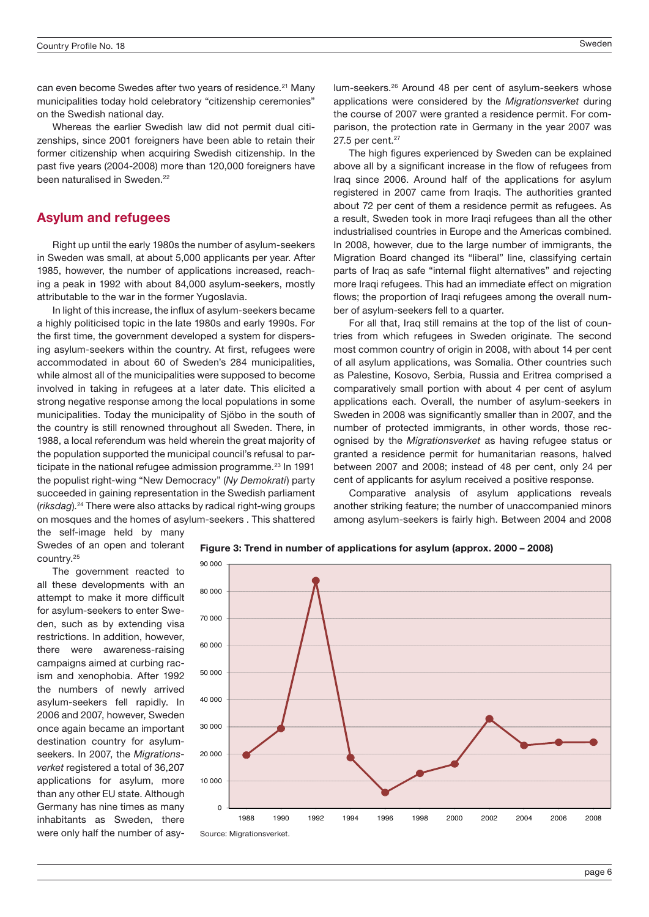can even become Swedes after two years of residence.[21] Many municipalities today hold celebratory "citizenship ceremonies" on the Swedish national day.

Whereas the earlier Swedish law did not permit dual citizenships, since 2001 foreigners have been able to retain their former citizenship when acquiring Swedish citizenship. In the past five years (2004-2008) more than 120,000 foreigners have been naturalised in Sweden.[22]

## Asylum and refugees

Right up until the early 1980s the number of asylum-seekers in Sweden was small, at about 5,000 applicants per year. After 1985, however, the number of applications increased, reaching a peak in 1992 with about 84,000 asylum-seekers, mostly attributable to the war in the former Yugoslavia.

In light of this increase, the influx of asylum-seekers became a highly politicised topic in the late 1980s and early 1990s. For the first time, the government developed a system for dispersing asylum-seekers within the country. At first, refugees were accommodated in about 60 of Sweden's 284 municipalities, while almost all of the municipalities were supposed to become involved in taking in refugees at a later date. This elicited a strong negative response among the local populations in some municipalities. Today the municipality of Sjöbo in the south of the country is still renowned throughout all Sweden. There, in 1988, a local referendum was held wherein the great majority of the population supported the municipal council's refusal to participate in the national refugee admission programme.[23] In 1991 the populist right-wing "New Democracy" (*Ny Demokrati*) party succeeded in gaining representation in the Swedish parliament (*riksdag*).[24] There were also attacks by radical right-wing groups on mosques and the homes of asylum-seekers . This shattered the self-image held by many Swedes of an open and tolerant country.[25]

The government reacted to all these developments with an attempt to make it more difficult for asylum-seekers to enter Sweden, such as by extending visa restrictions. In addition, however, there were awareness-raising campaigns aimed at curbing racism and xenophobia. After 1992 the numbers of newly arrived asylum-seekers fell rapidly. In 2006 and 2007, however, Sweden once again became an important destination country for asylum-seekers. In 2007, the *Migrationsverket* registered a total of 36,207 applications for asylum, more than any other EU state. Although Germany has nine times as many inhabitants as Sweden, there were only half the number of asylum-seekers.[26] Around 48 per cent of asylum-seekers whose applications were considered by the *Migrationsverket* during the course of 2007 were granted a residence permit. For comparison, the protection rate in Germany in the year 2007 was 27.5 per cent.[27]

The high figures experienced by Sweden can be explained above all by a significant increase in the flow of refugees from Iraq since 2006. Around half of the applications for asylum registered in 2007 came from Iraqis. The authorities granted about 72 per cent of them a residence permit as refugees. As a result, Sweden took in more Iraqi refugees than all the other industrialised countries in Europe and the Americas combined. In 2008, however, due to the large number of immigrants, the Migration Board changed its "liberal" line, classifying certain parts of Iraq as safe "internal flight alternatives" and rejecting more Iraqi refugees. This had an immediate effect on migration flows; the proportion of Iraqi refugees among the overall number of asylum-seekers fell to a quarter.

For all that, Iraq still remains at the top of the list of countries from which refugees in Sweden originate. The second most common country of origin in 2008, with about 14 per cent of all asylum applications, was Somalia. Other countries such as Palestine, Kosovo, Serbia, Russia and Eritrea comprised a comparatively small portion with about 4 per cent of asylum applications each. Overall, the number of asylum-seekers in Sweden in 2008 was significantly smaller than in 2007, and the number of protected immigrants, in other words, those recognised by the *Migrationsverket* as having refugee status or granted a residence permit for humanitarian reasons, halved between 2007 and 2008; instead of 48 per cent, only 24 per cent of applicants for asylum received a positive response.

Comparative analysis of asylum applications reveals another striking feature; the number of unaccompanied minors among asylum-seekers is fairly high. Between 2004 and 2008

**Figure 3: Trend in number of applications for asylum (approx. 2000 – 2008)**

Source: Migrationsverket.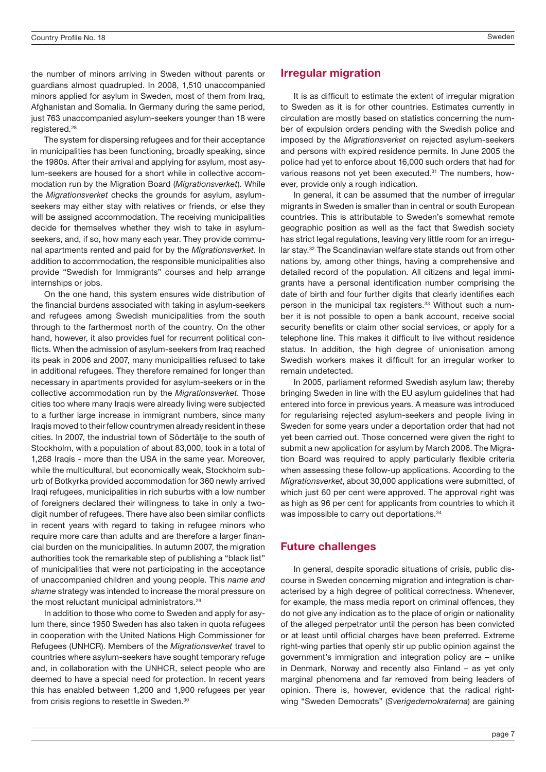the number of minors arriving in Sweden without parents or guardians almost quadrupled. In 2008, 1,510 unaccompanied minors applied for asylum in Sweden, most of them from Iraq, Afghanistan and Somalia. In Germany during the same period, just 763 unaccompanied asylum-seekers younger than 18 were registered.[28]

The system for dispersing refugees and for their acceptance in municipalities has been functioning, broadly speaking, since the 1980s. After their arrival and applying for asylum, most asylum-seekers are housed for a short while in collective accommodation run by the Migration Board (*Migrationsverket*). While the *Migrationsverket* checks the grounds for asylum, asylum-seekers may either stay with relatives or friends, or else they will be assigned accommodation. The receiving municipalities decide for themselves whether they wish to take in asylum-seekers, and, if so, how many each year. They provide communal apartments rented and paid for by the *Migrationsverket*. In addition to accommodation, the responsible municipalities also provide "Swedish for Immigrants" courses and help arrange internships or jobs.

On the one hand, this system ensures wide distribution of the financial burdens associated with taking in asylum-seekers and refugees among Swedish municipalities from the south through to the farthermost north of the country. On the other hand, however, it also provides fuel for recurrent political conflicts. When the admission of asylum-seekers from Iraq reached its peak in 2006 and 2007, many municipalities refused to take in additional refugees. They therefore remained for longer than necessary in apartments provided for asylum-seekers or in the collective accommodation run by the *Migrationsverket*. Those cities too where many Iraqis were already living were subjected to a further large increase in immigrant numbers, since many Iraqis moved to their fellow countrymen already resident in these cities. In 2007, the industrial town of Södertälje to the south of Stockholm, with a population of about 83,000, took in a total of 1,268 Iraqis - more than the USA in the same year. Moreover, while the multicultural, but economically weak, Stockholm suburb of Botkyrka provided accommodation for 360 newly arrived Iraqi refugees, municipalities in rich suburbs with a low number of foreigners declared their willingness to take in only a two-digit number of refugees. There have also been similar conflicts in recent years with regard to taking in refugee minors who require more care than adults and are therefore a larger financial burden on the municipalities. In autumn 2007, the migration authorities took the remarkable step of publishing a "black list" of municipalities that were not participating in the acceptance of unaccompanied children and young people. This *name and shame* strategy was intended to increase the moral pressure on the most reluctant municipal administrators.[29]

In addition to those who come to Sweden and apply for asylum there, since 1950 Sweden has also taken in quota refugees in cooperation with the United Nations High Commissioner for Refugees (UNHCR). Members of the *Migrationsverket* travel to countries where asylum-seekers have sought temporary refuge and, in collaboration with the UNHCR, select people who are deemed to have a special need for protection. In recent years this has enabled between 1,200 and 1,900 refugees per year from crisis regions to resettle in Sweden.[30]

## Irregular migration

It is as difficult to estimate the extent of irregular migration to Sweden as it is for other countries. Estimates currently in circulation are mostly based on statistics concerning the number of expulsion orders pending with the Swedish police and imposed by the *Migrationsverket* on rejected asylum-seekers and persons with expired residence permits. In June 2005 the police had yet to enforce about 16,000 such orders that had for various reasons not yet been executed.[31] The numbers, however, provide only a rough indication.

In general, it can be assumed that the number of irregular migrants in Sweden is smaller than in central or south European countries. This is attributable to Sweden's somewhat remote geographic position as well as the fact that Swedish society has strict legal regulations, leaving very little room for an irregular stay.[32] The Scandinavian welfare state stands out from other nations by, among other things, having a comprehensive and detailed record of the population. All citizens and legal immigrants have a personal identification number comprising the date of birth and four further digits that clearly identifies each person in the municipal tax registers.[33] Without such a number it is not possible to open a bank account, receive social security benefits or claim other social services, or apply for a telephone line. This makes it difficult to live without residence status. In addition, the high degree of unionisation among Swedish workers makes it difficult for an irregular worker to remain undetected.

In 2005, parliament reformed Swedish asylum law; thereby bringing Sweden in line with the EU asylum guidelines that had entered into force in previous years. A measure was introduced for regularising rejected asylum-seekers and people living in Sweden for some years under a deportation order that had not yet been carried out. Those concerned were given the right to submit a new application for asylum by March 2006. The Migration Board was required to apply particularly flexible criteria when assessing these follow-up applications. According to the *Migrationsverket*, about 30,000 applications were submitted, of which just 60 per cent were approved. The approval right was as high as 96 per cent for applicants from countries to which it was impossible to carry out deportations.[34]

## Future challenges

In general, despite sporadic situations of crisis, public discourse in Sweden concerning migration and integration is characterised by a high degree of political correctness. Whenever, for example, the mass media report on criminal offences, they do not give any indication as to the place of origin or nationality of the alleged perpetrator until the person has been convicted or at least until official charges have been preferred. Extreme right-wing parties that openly stir up public opinion against the government's immigration and integration policy are – unlike in Denmark, Norway and recently also Finland – as yet only marginal phenomena and far removed from being leaders of opinion. There is, however, evidence that the radical right-wing "Sweden Democrats" (*Sverigedemokraterna*) are gaining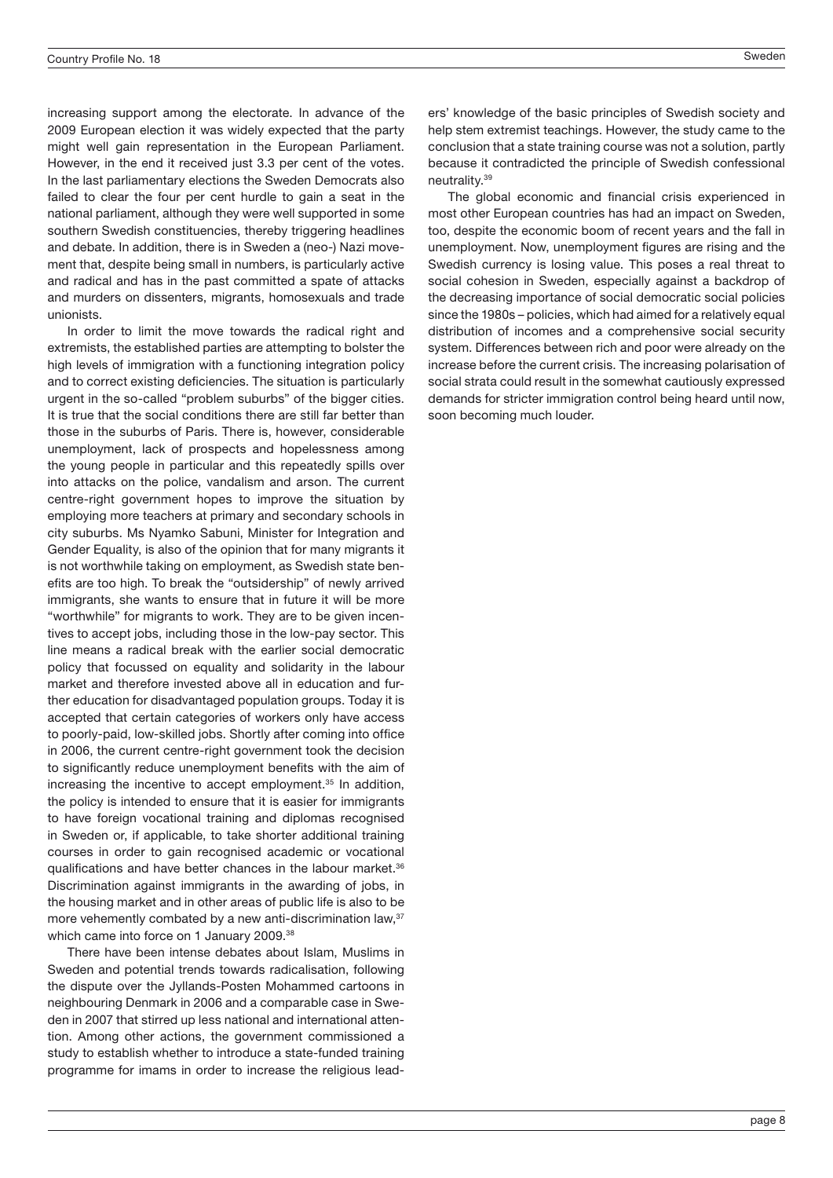increasing support among the electorate. In advance of the 2009 European election it was widely expected that the party might well gain representation in the European Parliament. However, in the end it received just 3.3 per cent of the votes. In the last parliamentary elections the Sweden Democrats also failed to clear the four per cent hurdle to gain a seat in the national parliament, although they were well supported in some southern Swedish constituencies, thereby triggering headlines and debate. In addition, there is in Sweden a (neo-) Nazi movement that, despite being small in numbers, is particularly active and radical and has in the past committed a spate of attacks and murders on dissenters, migrants, homosexuals and trade unionists.

In order to limit the move towards the radical right and extremists, the established parties are attempting to bolster the high levels of immigration with a functioning integration policy and to correct existing deficiencies. The situation is particularly urgent in the so-called "problem suburbs" of the bigger cities. It is true that the social conditions there are still far better than those in the suburbs of Paris. There is, however, considerable unemployment, lack of prospects and hopelessness among the young people in particular and this repeatedly spills over into attacks on the police, vandalism and arson. The current centre-right government hopes to improve the situation by employing more teachers at primary and secondary schools in city suburbs. Ms Nyamko Sabuni, Minister for Integration and Gender Equality, is also of the opinion that for many migrants it is not worthwhile taking on employment, as Swedish state benefits are too high. To break the "outsidership" of newly arrived immigrants, she wants to ensure that in future it will be more "worthwhile" for migrants to work. They are to be given incentives to accept jobs, including those in the low-pay sector. This line means a radical break with the earlier social democratic policy that focussed on equality and solidarity in the labour market and therefore invested above all in education and further education for disadvantaged population groups. Today it is accepted that certain categories of workers only have access to poorly-paid, low-skilled jobs. Shortly after coming into office in 2006, the current centre-right government took the decision to significantly reduce unemployment benefits with the aim of increasing the incentive to accept employment.[35] In addition, the policy is intended to ensure that it is easier for immigrants to have foreign vocational training and diplomas recognised in Sweden or, if applicable, to take shorter additional training courses in order to gain recognised academic or vocational qualifications and have better chances in the labour market.[36] Discrimination against immigrants in the awarding of jobs, in the housing market and in other areas of public life is also to be more vehemently combated by a new anti-discrimination law,[37] which came into force on 1 January 2009.[38]

There have been intense debates about Islam, Muslims in Sweden and potential trends towards radicalisation, following the dispute over the Jyllands-Posten Mohammed cartoons in neighbouring Denmark in 2006 and a comparable case in Sweden in 2007 that stirred up less national and international attention. Among other actions, the government commissioned a study to establish whether to introduce a state-funded training programme for imams in order to increase the religious leaders' knowledge of the basic principles of Swedish society and help stem extremist teachings. However, the study came to the conclusion that a state training course was not a solution, partly because it contradicted the principle of Swedish confessional neutrality.[39]

The global economic and financial crisis experienced in most other European countries has had an impact on Sweden, too, despite the economic boom of recent years and the fall in unemployment. Now, unemployment figures are rising and the Swedish currency is losing value. This poses a real threat to social cohesion in Sweden, especially against a backdrop of the decreasing importance of social democratic social policies since the 1980s – policies, which had aimed for a relatively equal distribution of incomes and a comprehensive social security system. Differences between rich and poor were already on the increase before the current crisis. The increasing polarisation of social strata could result in the somewhat cautiously expressed demands for stricter immigration control being heard until now, soon becoming much louder.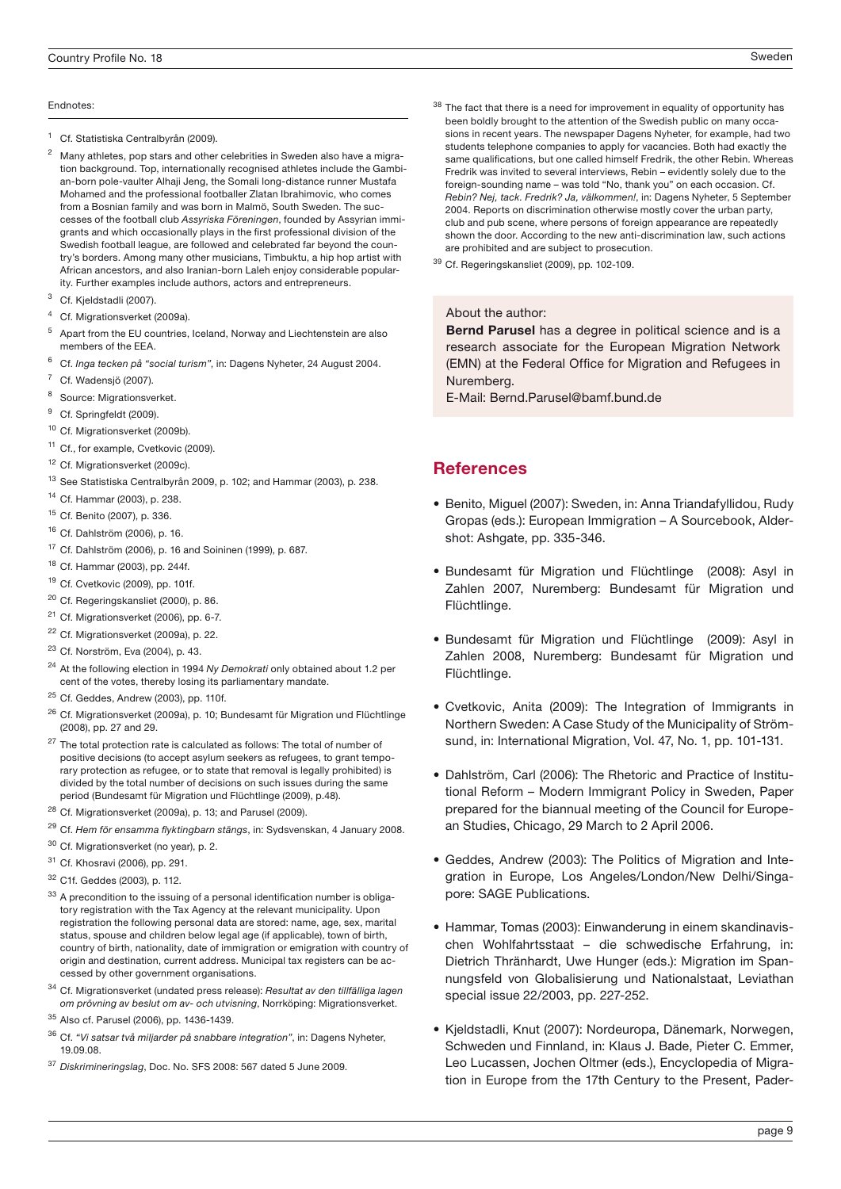Endnotes:

[1] Cf. Statistiska Centralbyrån (2009).

[2] Many athletes, pop stars and other celebrities in Sweden also have a migration background. Top, internationally recognised athletes include the Gambian-born pole-vaulter Alhaji Jeng, the Somali long-distance runner Mustafa Mohamed and the professional footballer Zlatan Ibrahimovic, who comes from a Bosnian family and was born in Malmö, South Sweden. The successes of the football club *Assyriska Föreningen*, founded by Assyrian immigrants and which occasionally plays in the first professional division of the Swedish football league, are followed and celebrated far beyond the country's borders. Among many other musicians, Timbuktu, a hip hop artist with African ancestors, and also Iranian-born Laleh enjoy considerable popularity. Further examples include authors, actors and entrepreneurs.

[3] Cf. Kjeldstadli (2007).

[4] Cf. Migrationsverket (2009a).

[5] Apart from the EU countries, Iceland, Norway and Liechtenstein are also members of the EEA.

[6] Cf. *Inga tecken på "social turism"*, in: Dagens Nyheter, 24 August 2004.

[7] Cf. Wadensjö (2007).

[8] Source: Migrationsverket.

[9] Cf. Springfeldt (2009).

[10] Cf. Migrationsverket (2009b).

[11] Cf., for example, Cvetkovic (2009).

[12] Cf. Migrationsverket (2009c).

[13] See Statistiska Centralbyrån 2009, p. 102; and Hammar (2003), p. 238.

[14] Cf. Hammar (2003), p. 238.

[15] Cf. Benito (2007), p. 336.

[16] Cf. Dahlström (2006), p. 16.

[17] Cf. Dahlström (2006), p. 16 and Soininen (1999), p. 687.

[18] Cf. Hammar (2003), pp. 244f.

[19] Cf. Cvetkovic (2009), pp. 101f.

[20] Cf. Regeringskansliet (2000), p. 86.

[21] Cf. Migrationsverket (2006), pp. 6-7.

[22] Cf. Migrationsverket (2009a), p. 22.

[23] Cf. Norström, Eva (2004), p. 43.

[24] At the following election in 1994 *Ny Demokrati* only obtained about 1.2 per cent of the votes, thereby losing its parliamentary mandate.

[25] Cf. Geddes, Andrew (2003), pp. 110f.

[26] Cf. Migrationsverket (2009a), p. 10; Bundesamt für Migration und Flüchtlinge (2008), pp. 27 and 29.

[27] The total protection rate is calculated as follows: The total of number of positive decisions (to accept asylum seekers as refugees, to grant temporary protection as refugee, or to state that removal is legally prohibited) is divided by the total number of decisions on such issues during the same period (Bundesamt für Migration und Flüchtlinge (2009), p.48).

[28] Cf. Migrationsverket (2009a), p. 13; and Parusel (2009).

[29] Cf. *Hem för ensamma flyktingbarn stängs*, in: Sydsvenskan, 4 January 2008.

[30] Cf. Migrationsverket (no year), p. 2.

[31] Cf. Khosravi (2006), pp. 291.

[32] C1f. Geddes (2003), p. 112.

[33] A precondition to the issuing of a personal identification number is obligatory registration with the Tax Agency at the relevant municipality. Upon registration the following personal data are stored: name, age, sex, marital status, spouse and children below legal age (if applicable), town of birth, country of birth, nationality, date of immigration or emigration with country of origin and destination, current address. Municipal tax registers can be accessed by other government organisations.

[34] Cf. Migrationsverket (undated press release): *Resultat av den tillfälliga lagen om prövning av beslut om av- och utvisning*, Norrköping: Migrationsverket.

[35] Also cf. Parusel (2006), pp. 1436-1439.

[36] Cf. *"Vi satsar två miljarder på snabbare integration"*, in: Dagens Nyheter, 19.09.08.

[37] *Diskrimineringslag*, Doc. No. SFS 2008: 567 dated 5 June 2009.

[38] The fact that there is a need for improvement in equality of opportunity has been boldly brought to the attention of the Swedish public on many occasions in recent years. The newspaper Dagens Nyheter, for example, had two students telephone companies to apply for vacancies. Both had exactly the same qualifications, but one called himself Fredrik, the other Rebin. Whereas Fredrik was invited to several interviews, Rebin – evidently solely due to the foreign-sounding name – was told "No, thank you" on each occasion. Cf. *Rebin? Nej, tack. Fredrik? Ja, välkommen!*, in: Dagens Nyheter, 5 September 2004. Reports on discrimination otherwise mostly cover the urban party, club and pub scene, where persons of foreign appearance are repeatedly shown the door. According to the new anti-discrimination law, such actions are prohibited and are subject to prosecution.

[39] Cf. Regeringskansliet (2009), pp. 102-109.

About the author:

**Bernd Parusel** has a degree in political science and is a research associate for the European Migration Network (EMN) at the Federal Office for Migration and Refugees in Nuremberg.

E-Mail: Bernd.Parusel@bamf.bund.de

## References

- Benito, Miguel (2007): Sweden, in: Anna Triandafyllidou, Rudy Gropas (eds.): European Immigration – A Sourcebook, Aldershot: Ashgate, pp. 335-346.
- Bundesamt für Migration und Flüchtlinge (2008): Asyl in Zahlen 2007, Nuremberg: Bundesamt für Migration und Flüchtlinge.
- Bundesamt für Migration und Flüchtlinge (2009): Asyl in Zahlen 2008, Nuremberg: Bundesamt für Migration und Flüchtlinge.
- Cvetkovic, Anita (2009): The Integration of Immigrants in Northern Sweden: A Case Study of the Municipality of Strömsund, in: International Migration, Vol. 47, No. 1, pp. 101-131.
- Dahlström, Carl (2006): The Rhetoric and Practice of Institutional Reform – Modern Immigrant Policy in Sweden, Paper prepared for the biannual meeting of the Council for European Studies, Chicago, 29 March to 2 April 2006.
- Geddes, Andrew (2003): The Politics of Migration and Integration in Europe, Los Angeles/London/New Delhi/Singapore: SAGE Publications.
- Hammar, Tomas (2003): Einwanderung in einem skandinavischen Wohlfahrtsstaat – die schwedische Erfahrung, in: Dietrich Thränhardt, Uwe Hunger (eds.): Migration im Spannungsfeld von Globalisierung und Nationalstaat, Leviathan special issue 22/2003, pp. 227-252.
- Kjeldstadli, Knut (2007): Nordeuropa, Dänemark, Norwegen, Schweden und Finnland, in: Klaus J. Bade, Pieter C. Emmer, Leo Lucassen, Jochen Oltmer (eds.), Encyclopedia of Migration in Europe from the 17th Century to the Present, Pader-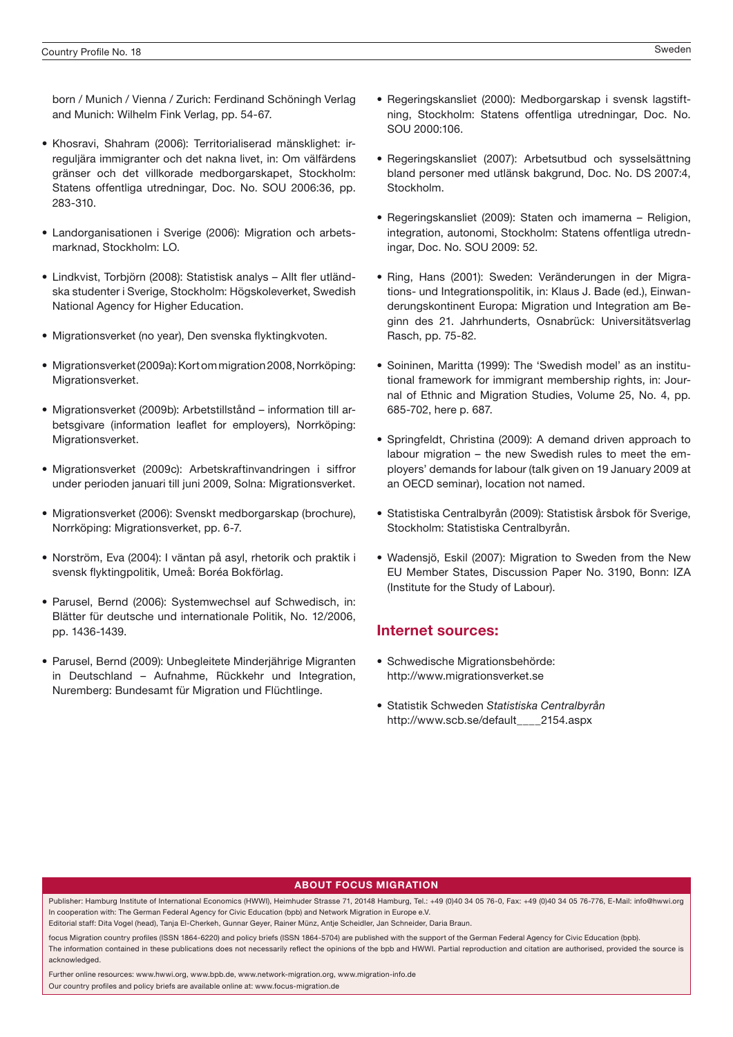born / Munich / Vienna / Zurich: Ferdinand Schöningh Verlag and Munich: Wilhelm Fink Verlag, pp. 54-67.

- Khosravi, Shahram (2006): Territorialiserad mänsklighet: irreguljära immigranter och det nakna livet, in: Om välfärdens gränser och det villkorade medborgarskapet, Stockholm: Statens offentliga utredningar, Doc. No. SOU 2006:36, pp. 283-310.
- Landorganisationen i Sverige (2006): Migration och arbetsmarknad, Stockholm: LO.
- Lindkvist, Torbjörn (2008): Statistisk analys – Allt fler utländska studenter i Sverige, Stockholm: Högskoleverket, Swedish National Agency for Higher Education.
- Migrationsverket (no year), Den svenska flyktingkvoten.
- Migrationsverket (2009a): Kort om migration 2008, Norrköping: Migrationsverket.
- Migrationsverket (2009b): Arbetstillstånd – information till arbetsgivare (information leaflet for employers), Norrköping: Migrationsverket.
- Migrationsverket (2009c): Arbetskraftinvandringen i siffror under perioden januari till juni 2009, Solna: Migrationsverket.
- Migrationsverket (2006): Svenskt medborgarskap (brochure), Norrköping: Migrationsverket, pp. 6-7.
- Norström, Eva (2004): I väntan på asyl, rhetorik och praktik i svensk flyktingpolitik, Umeå: Boréa Bokförlag.
- Parusel, Bernd (2006): Systemwechsel auf Schwedisch, in: Blätter für deutsche und internationale Politik, No. 12/2006, pp. 1436-1439.
- Parusel, Bernd (2009): Unbegleitete Minderjährige Migranten in Deutschland – Aufnahme, Rückkehr und Integration, Nuremberg: Bundesamt für Migration und Flüchtlinge.
- Regeringskansliet (2000): Medborgarskap i svensk lagstiftning, Stockholm: Statens offentliga utredningar, Doc. No. SOU 2000:106.
- Regeringskansliet (2007): Arbetsutbud och sysselsättning bland personer med utländsk bakgrund, Doc. No. DS 2007:4, Stockholm.
- Regeringskansliet (2009): Staten och imamerna – Religion, integration, autonomi, Stockholm: Statens offentliga utredningar, Doc. No. SOU 2009: 52.
- Ring, Hans (2001): Sweden: Veränderungen in der Migrations- und Integrationspolitik, in: Klaus J. Bade (ed.), Einwanderungskontinent Europa: Migration und Integration am Beginn des 21. Jahrhunderts, Osnabrück: Universitätsverlag Rasch, pp. 75-82.
- Soininen, Maritta (1999): The 'Swedish model' as an institutional framework for immigrant membership rights, in: Journal of Ethnic and Migration Studies, Volume 25, No. 4, pp. 685-702, here p. 687.
- Springfeldt, Christina (2009): A demand driven approach to labour migration – the new Swedish rules to meet the employers' demands for labour (talk given on 19 January 2009 at an OECD seminar), location not named.
- Statistiska Centralbyrån (2009): Statistisk årsbok för Sverige, Stockholm: Statistiska Centralbyrån.
- Wadensjö, Eskil (2007): Migration to Sweden from the New EU Member States, Discussion Paper No. 3190, Bonn: IZA (Institute for the Study of Labour).

## Internet sources:

- Schwedische Migrationsbehörde: http://www.migrationsverket.se
- Statistik Schweden *Statistiska Centralbyrån* http://www.scb.se/default____2154.aspx

**ABOUT FOCUS MIGRATION**

Publisher: Hamburg Institute of International Economics (HWWI), Heimhuder Strasse 71, 20148 Hamburg, Tel.: +49 (0)40 34 05 76-0, Fax: +49 (0)40 34 05 76-776, E-Mail: info@hwwi.org
In cooperation with: The German Federal Agency for Civic Education (bpb) and Network Migration in Europe e.V.
Editorial staff: Dita Vogel (head), Tanja El-Cherkeh, Gunnar Geyer, Rainer Münz, Antje Scheidler, Jan Schneider, Daria Braun.

focus Migration country profiles (ISSN 1864-6220) and policy briefs (ISSN 1864-5704) are published with the support of the German Federal Agency for Civic Education (bpb).
The information contained in these publications does not necessarily reflect the opinions of the bpb and HWWI. Partial reproduction and citation are authorised, provided the source is acknowledged.

Further online resources: www.hwwi.org, www.bpb.de, www.network-migration.org, www.migration-info.de
Our country profiles and policy briefs are available online at: www.focus-migration.de